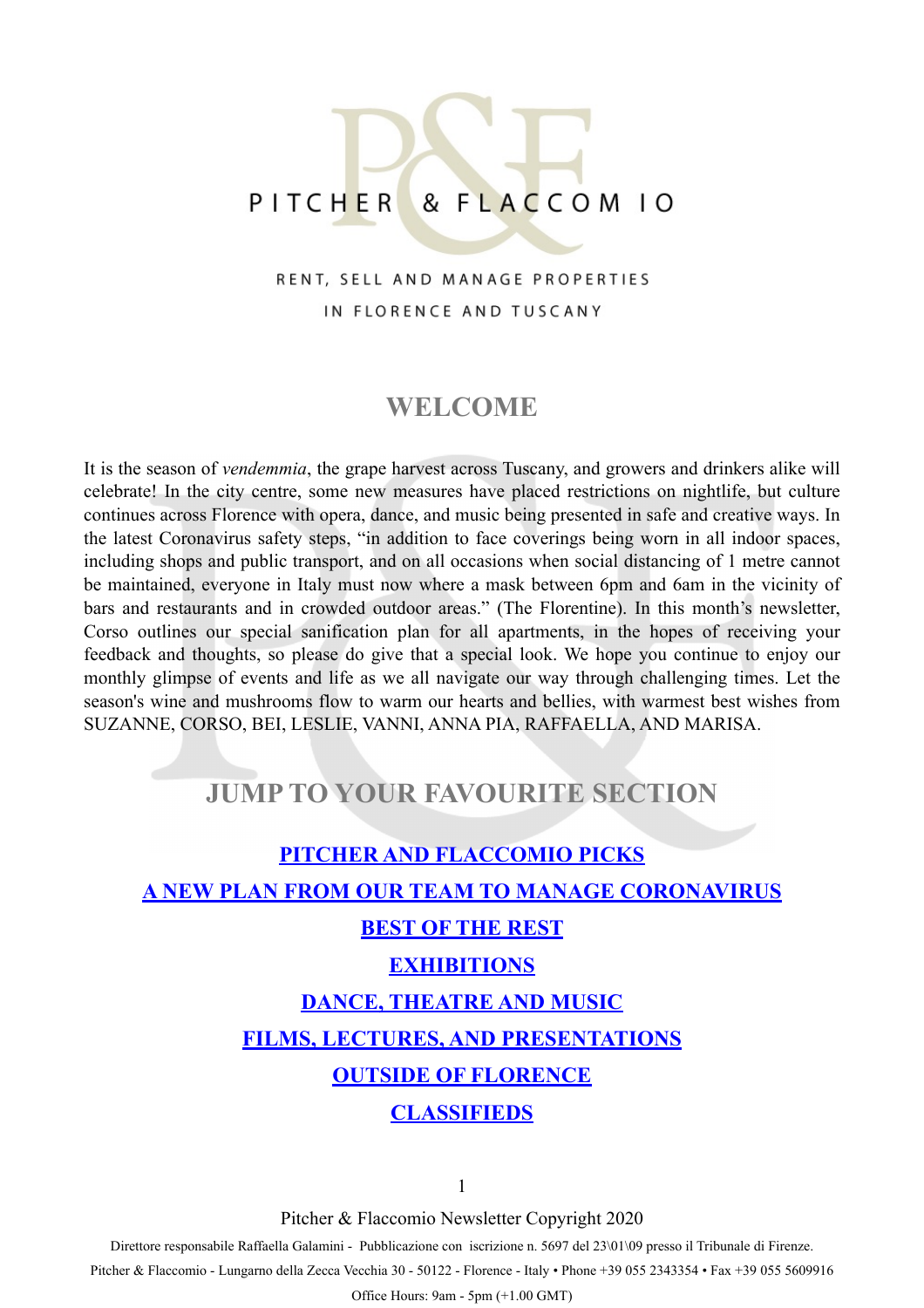# PITCHER & FLACCOMIO

RENT, SELL AND MANAGE PROPERTIES

IN FLORENCE AND TUSCANY

## WELCOME

It is the season of *vendemmia*, the grape harvest across Tuscany, and growers and drinkers alike will celebrate! In the city centre, some new measures have placed restrictions on nightlife, but culture continues across Florence with opera, dance, and music being presented in safe and creative ways. In the latest Coronavirus safety steps, "in addition to face coverings being worn in all indoor spaces, including shops and public transport, and on all occasions when social distancing of 1 metre cannot be maintained, everyone in Italy must now where a mask between 6pm and 6am in the vicinity of bars and restaurants and in crowded outdoor areas." (The Florentine). In this month's newsletter, Corso outlines our special sanification plan for all apartments, in the hopes of receiving your feedback and thoughts, so please do give that a special look. We hope you continue to enjoy our monthly glimpse of events and life as we all navigate our way through challenging times. Let the season's wine and mushrooms flow to warm our hearts and bellies, with warmest best wishes from SUZANNE, CORSO, BEI, LESLIE, VANNI, ANNA PIA, RAFFAELLA, AND MARISA.

## JUMP TO YOUR FAVOURITE SECTION

**PITCHER AND FLACCOMIO PICKS**

**A NEW PLAN FROM OUR TEAM TO MANAGE CORONAVIRUS**

**BEST OF THE REST**

**EXHIBITIONS**

**DANCE, THEATRE AND MUSIC**

**FILMS, LECTURES, AND PRESENTATIONS**

**OUTSIDE OF FLORENCE**

**CLASSIFIEDS**

Pitcher & Flaccomio Newsletter Copyright 2020

Direttore responsabile Raffaella Galamini - Pubblicazione con iscrizione n. 5697 del 23\01\09 presso il Tribunale di Firenze.

Pitcher & Flaccomio - Lungarno della Zecca Vecchia 30 - 50122 - Florence - Italy • Phone +39 055 2343354 • Fax +39 055 5609916

Office Hours: 9am - 5pm (+1.00 GMT)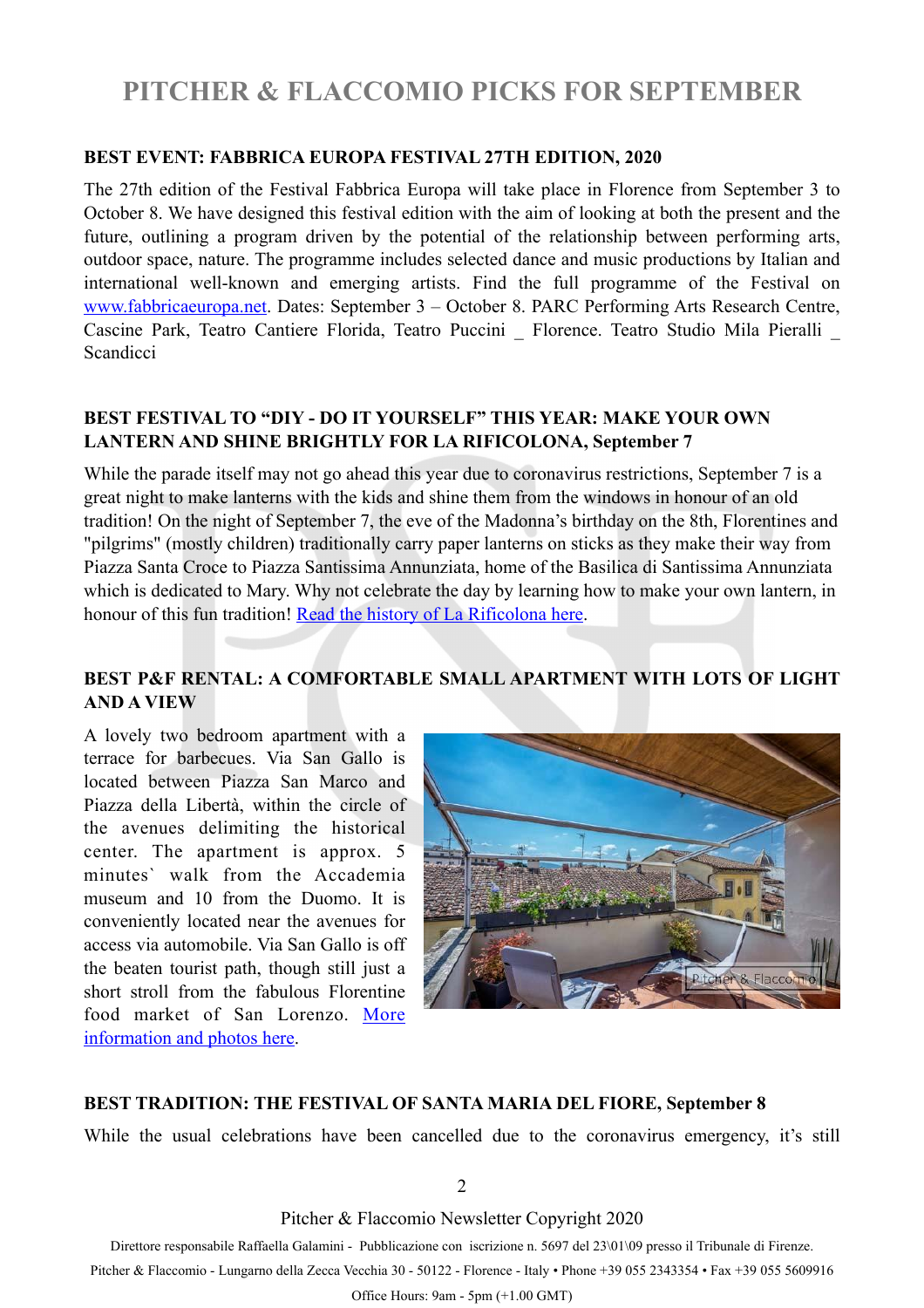# PITCHER & FLACCOMIO PICKS FOR SEPTEMBER

**BEST EVENT: FABBRICA EUROPA FESTIVAL 27TH EDITION, 2020**

The 27th edition of the Festival Fabbrica Europa will take place in Florence from September 3 to October 8. We have designed this festival edition with the aim of looking at both the present and the future, outlining a program driven by the potential of the relationship between performing arts, outdoor space, nature. The programme includes selected dance and music productions by Italian and international well-known and emerging artists. Find the full programme of the Festival on [www.fabbricaeuropa.net](www.fabbricaeuropa.net). Dates: September 3 – October 8. PARC Performing Arts Research Centre, Cascine Park, Teatro Cantiere Florida, Teatro Puccini _ Florence. Teatro Studio Mila Pieralli _ Scandicci

**BEST FESTIVAL TO "DIY - DO IT YOURSELF" THIS YEAR: MAKE YOUR OWN LANTERN AND SHINE BRIGHTLY FOR LA RIFICOLONA, September 7**

While the parade itself may not go ahead this year due to coronavirus restrictions, September 7 is a great night to make lanterns with the kids and shine them from the windows in honour of an old tradition! On the night of September 7, the eve of the Madonna's birthday on the 8th, Florentines and "pilgrims" (mostly children) traditionally carry paper lanterns on sticks as they make their way from Piazza Santa Croce to Piazza Santissima Annunziata, home of the Basilica di Santissima Annunziata which is dedicated to Mary. Why not celebrate the day by learning how to make your own lantern, in honour of this fun tradition! Read the history of La Rificolona here.

**BEST P&F RENTAL: A COMFORTABLE SMALL APARTMENT WITH LOTS OF LIGHT AND A VIEW**

A lovely two bedroom apartment with a terrace for barbecues. Via San Gallo is located between Piazza San Marco and Piazza della Libertà, within the circle of the avenues delimiting the historical center. The apartment is approx. 5 minutes` walk from the Accademia museum and 10 from the Duomo. It is conveniently located near the avenues for access via automobile. Via San Gallo is off the beaten tourist path, though still just a short stroll from the fabulous Florentine food market of San Lorenzo. More information and photos here.

**BEST TRADITION: THE FESTIVAL OF SANTA MARIA DEL FIORE, September 8**

While the usual celebrations have been cancelled due to the coronavirus emergency, it's still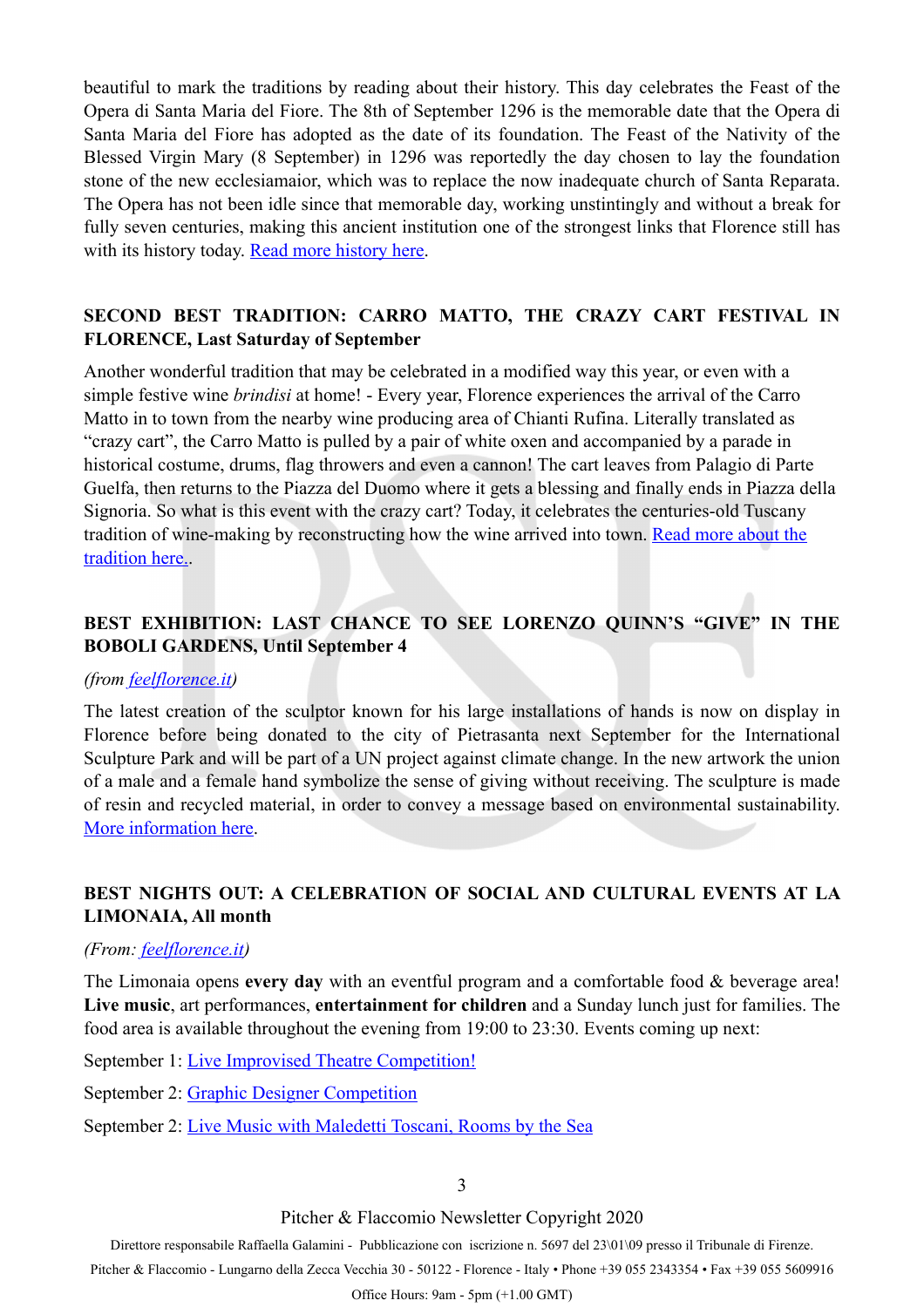beautiful to mark the traditions by reading about their history. This day celebrates the Feast of the Opera di Santa Maria del Fiore. The 8th of September 1296 is the memorable date that the Opera di Santa Maria del Fiore has adopted as the date of its foundation. The Feast of the Nativity of the Blessed Virgin Mary (8 September) in 1296 was reportedly the day chosen to lay the foundation stone of the new ecclesiamaior, which was to replace the now inadequate church of Santa Reparata. The Opera has not been idle since that memorable day, working unstintingly and without a break for fully seven centuries, making this ancient institution one of the strongest links that Florence still has with its history today. Read more history here.

## SECOND BEST TRADITION: CARRO MATTO, THE CRAZY CART FESTIVAL IN FLORENCE, Last Saturday of September

Another wonderful tradition that may be celebrated in a modified way this year, or even with a simple festive wine *brindisi* at home! - Every year, Florence experiences the arrival of the Carro Matto in to town from the nearby wine producing area of Chianti Rufina. Literally translated as "crazy cart", the Carro Matto is pulled by a pair of white oxen and accompanied by a parade in historical costume, drums, flag throwers and even a cannon! The cart leaves from Palagio di Parte Guelfa, then returns to the Piazza del Duomo where it gets a blessing and finally ends in Piazza della Signoria. So what is this event with the crazy cart? Today, it celebrates the centuries-old Tuscany tradition of wine-making by reconstructing how the wine arrived into town. Read more about the tradition here..

## BEST EXHIBITION: LAST CHANCE TO SEE LORENZO QUINN'S "GIVE" IN THE BOBOLI GARDENS, Until September 4

*(from feelflorence.it)*

The latest creation of the sculptor known for his large installations of hands is now on display in Florence before being donated to the city of Pietrasanta next September for the International Sculpture Park and will be part of a UN project against climate change. In the new artwork the union of a male and a female hand symbolize the sense of giving without receiving. The sculpture is made of resin and recycled material, in order to convey a message based on environmental sustainability. More information here.

## BEST NIGHTS OUT: A CELEBRATION OF SOCIAL AND CULTURAL EVENTS AT LA LIMONAIA, All month

*(From: feelflorence.it)*

The Limonaia opens **every day** with an eventful program and a comfortable food & beverage area! **Live music**, art performances, **entertainment for children** and a Sunday lunch just for families. The food area is available throughout the evening from 19:00 to 23:30. Events coming up next:

September 1: Live Improvised Theatre Competition!

September 2: Graphic Designer Competition

September 2: Live Music with Maledetti Toscani, Rooms by the Sea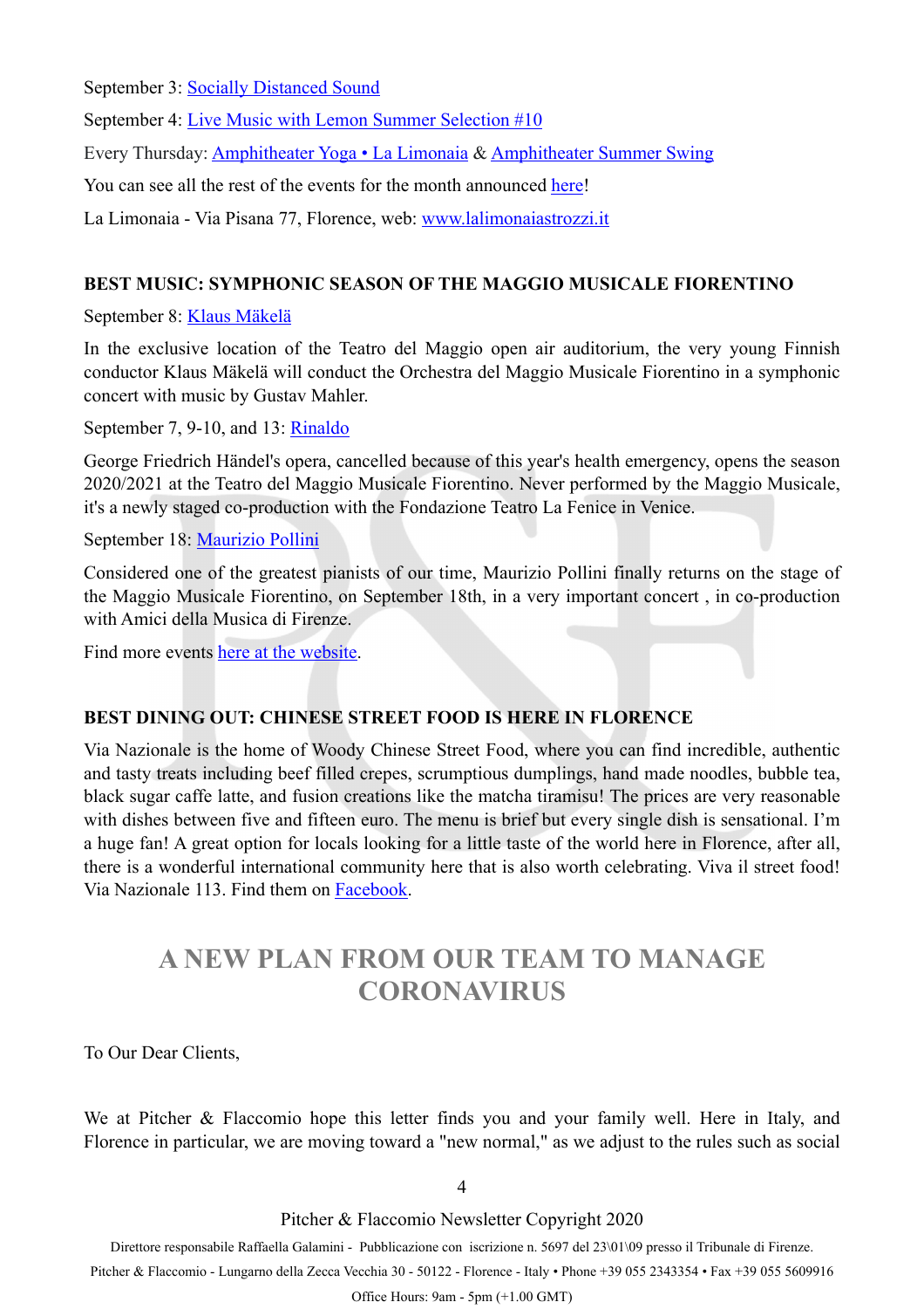September 3: Socially Distanced Sound

September 4: Live Music with Lemon Summer Selection #10

Every Thursday: Amphitheater Yoga • La Limonaia & Amphitheater Summer Swing

You can see all the rest of the events for the month announced here!

La Limonaia - Via Pisana 77, Florence, web: www.lalimonaiastrozzi.it

**BEST MUSIC: SYMPHONIC SEASON OF THE MAGGIO MUSICALE FIORENTINO**

September 8: Klaus Mäkelä

In the exclusive location of the Teatro del Maggio open air auditorium, the very young Finnish conductor Klaus Mäkelä will conduct the Orchestra del Maggio Musicale Fiorentino in a symphonic concert with music by Gustav Mahler.

September 7, 9-10, and 13: Rinaldo

George Friedrich Händel's opera, cancelled because of this year's health emergency, opens the season 2020/2021 at the Teatro del Maggio Musicale Fiorentino. Never performed by the Maggio Musicale, it's a newly staged co-production with the Fondazione Teatro La Fenice in Venice.

September 18: Maurizio Pollini

Considered one of the greatest pianists of our time, Maurizio Pollini finally returns on the stage of the Maggio Musicale Fiorentino, on September 18th, in a very important concert , in co-production with Amici della Musica di Firenze.

Find more events here at the website.

**BEST DINING OUT: CHINESE STREET FOOD IS HERE IN FLORENCE**

Via Nazionale is the home of Woody Chinese Street Food, where you can find incredible, authentic and tasty treats including beef filled crepes, scrumptious dumplings, hand made noodles, bubble tea, black sugar caffe latte, and fusion creations like the matcha tiramisu! The prices are very reasonable with dishes between five and fifteen euro. The menu is brief but every single dish is sensational. I'm a huge fan! A great option for locals looking for a little taste of the world here in Florence, after all, there is a wonderful international community here that is also worth celebrating. Viva il street food! Via Nazionale 113. Find them on Facebook.

## A NEW PLAN FROM OUR TEAM TO MANAGE CORONAVIRUS

To Our Dear Clients,

We at Pitcher & Flaccomio hope this letter finds you and your family well. Here in Italy, and Florence in particular, we are moving toward a "new normal," as we adjust to the rules such as social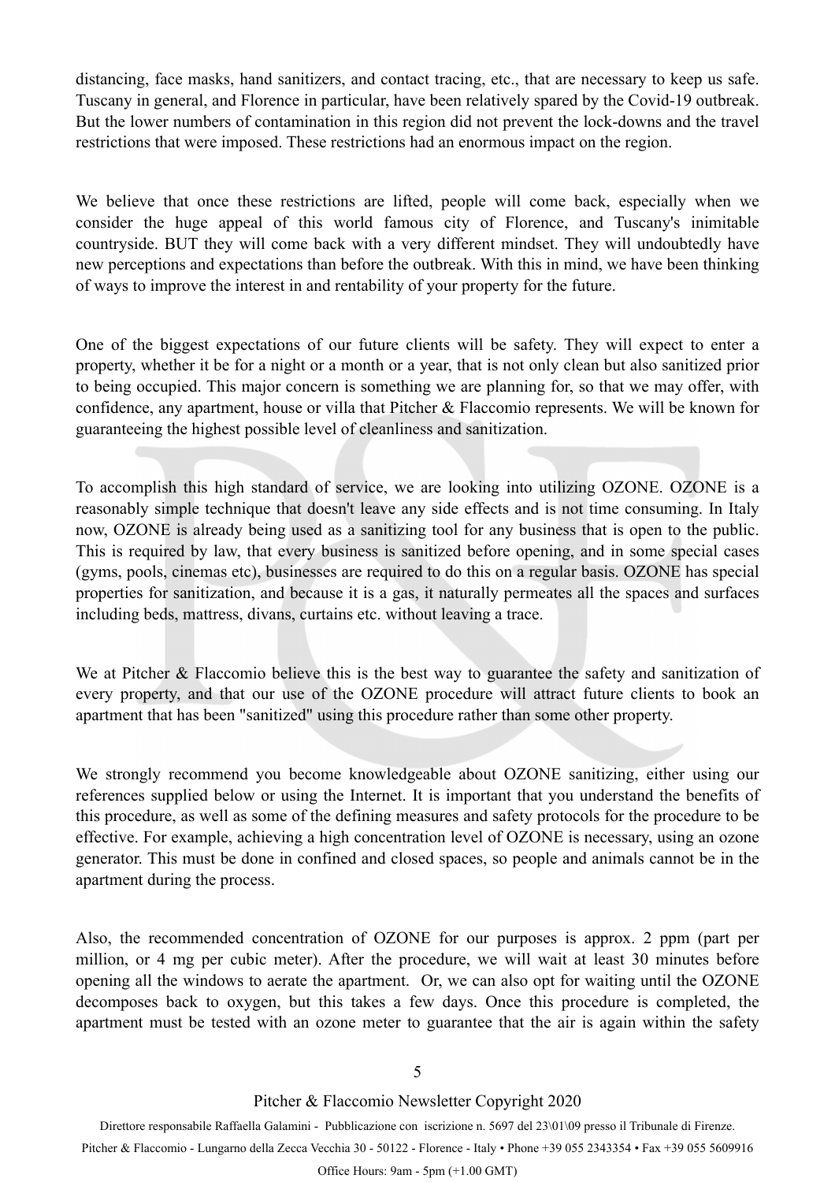distancing, face masks, hand sanitizers, and contact tracing, etc., that are necessary to keep us safe. Tuscany in general, and Florence in particular, have been relatively spared by the Covid-19 outbreak. But the lower numbers of contamination in this region did not prevent the lock-downs and the travel restrictions that were imposed. These restrictions had an enormous impact on the region.

We believe that once these restrictions are lifted, people will come back, especially when we consider the huge appeal of this world famous city of Florence, and Tuscany's inimitable countryside. BUT they will come back with a very different mindset. They will undoubtedly have new perceptions and expectations than before the outbreak. With this in mind, we have been thinking of ways to improve the interest in and rentability of your property for the future.

One of the biggest expectations of our future clients will be safety. They will expect to enter a property, whether it be for a night or a month or a year, that is not only clean but also sanitized prior to being occupied. This major concern is something we are planning for, so that we may offer, with confidence, any apartment, house or villa that Pitcher & Flaccomio represents. We will be known for guaranteeing the highest possible level of cleanliness and sanitization.

To accomplish this high standard of service, we are looking into utilizing OZONE. OZONE is a reasonably simple technique that doesn't leave any side effects and is not time consuming. In Italy now, OZONE is already being used as a sanitizing tool for any business that is open to the public. This is required by law, that every business is sanitized before opening, and in some special cases (gyms, pools, cinemas etc), businesses are required to do this on a regular basis. OZONE has special properties for sanitization, and because it is a gas, it naturally permeates all the spaces and surfaces including beds, mattress, divans, curtains etc. without leaving a trace.

We at Pitcher & Flaccomio believe this is the best way to guarantee the safety and sanitization of every property, and that our use of the OZONE procedure will attract future clients to book an apartment that has been "sanitized" using this procedure rather than some other property.

We strongly recommend you become knowledgeable about OZONE sanitizing, either using our references supplied below or using the Internet. It is important that you understand the benefits of this procedure, as well as some of the defining measures and safety protocols for the procedure to be effective. For example, achieving a high concentration level of OZONE is necessary, using an ozone generator. This must be done in confined and closed spaces, so people and animals cannot be in the apartment during the process.

Also, the recommended concentration of OZONE for our purposes is approx. 2 ppm (part per million, or 4 mg per cubic meter). After the procedure, we will wait at least 30 minutes before opening all the windows to aerate the apartment. Or, we can also opt for waiting until the OZONE decomposes back to oxygen, but this takes a few days. Once this procedure is completed, the apartment must be tested with an ozone meter to guarantee that the air is again within the safety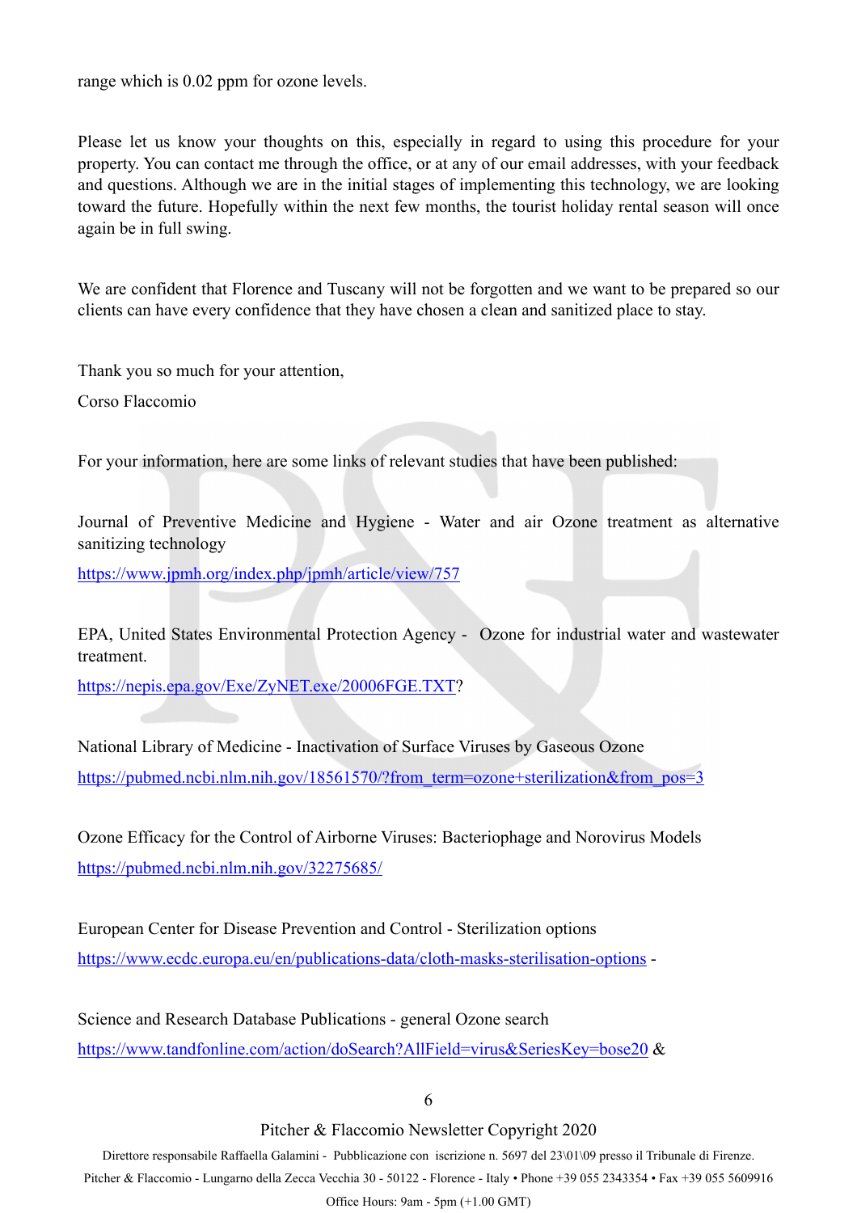range which is 0.02 ppm for ozone levels.

Please let us know your thoughts on this, especially in regard to using this procedure for your property. You can contact me through the office, or at any of our email addresses, with your feedback and questions. Although we are in the initial stages of implementing this technology, we are looking toward the future. Hopefully within the next few months, the tourist holiday rental season will once again be in full swing.

We are confident that Florence and Tuscany will not be forgotten and we want to be prepared so our clients can have every confidence that they have chosen a clean and sanitized place to stay.

Thank you so much for your attention,

Corso Flaccomio

For your information, here are some links of relevant studies that have been published:

Journal of Preventive Medicine and Hygiene - Water and air Ozone treatment as alternative sanitizing technology

https://www.jpmh.org/index.php/jpmh/article/view/757

EPA, United States Environmental Protection Agency - Ozone for industrial water and wastewater treatment.

https://nepis.epa.gov/Exe/ZyNET.exe/20006FGE.TXT?

National Library of Medicine - Inactivation of Surface Viruses by Gaseous Ozone

https://pubmed.ncbi.nlm.nih.gov/18561570/?from_term=ozone+sterilization&from_pos=3

Ozone Efficacy for the Control of Airborne Viruses: Bacteriophage and Norovirus Models

https://pubmed.ncbi.nlm.nih.gov/32275685/

European Center for Disease Prevention and Control - Sterilization options

https://www.ecdc.europa.eu/en/publications-data/cloth-masks-sterilisation-options -

Science and Research Database Publications - general Ozone search

https://www.tandfonline.com/action/doSearch?AllField=virus&SeriesKey=bose20 &

Pitcher & Flaccomio Newsletter Copyright 2020

Direttore responsabile Raffaella Galamini - Pubblicazione con iscrizione n. 5697 del 23\01\09 presso il Tribunale di Firenze.

Pitcher & Flaccomio - Lungarno della Zecca Vecchia 30 - 50122 - Florence - Italy • Phone +39 055 2343354 • Fax +39 055 5609916

Office Hours: 9am - 5pm (+1.00 GMT)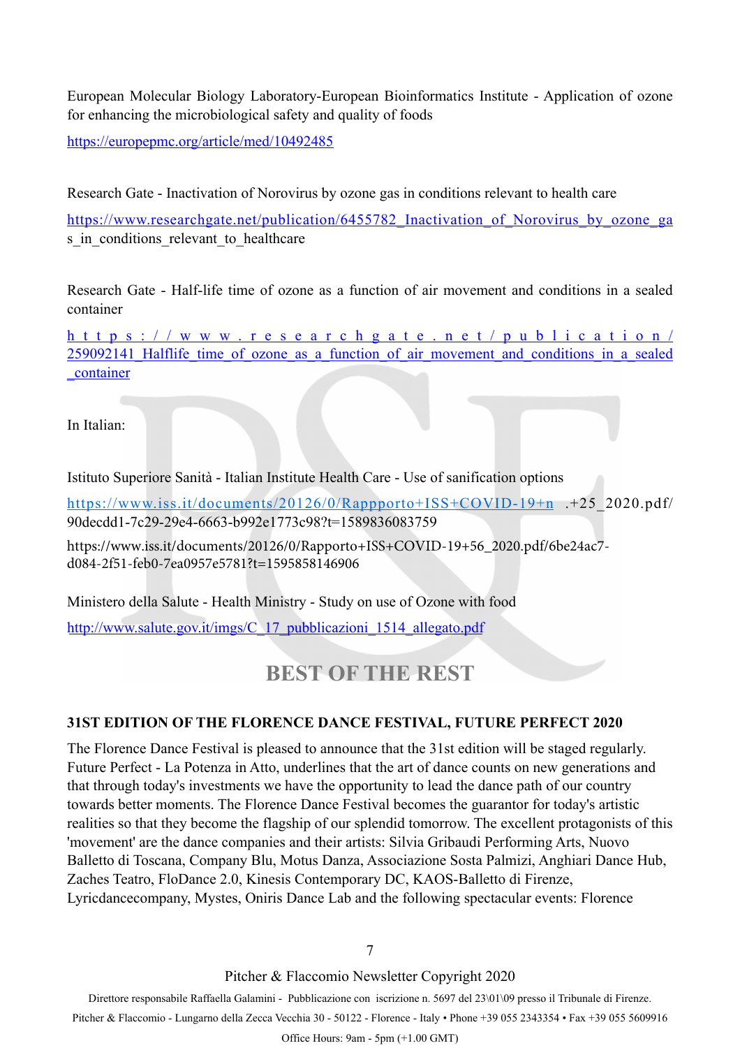European Molecular Biology Laboratory-European Bioinformatics Institute - Application of ozone for enhancing the microbiological safety and quality of foods

https://europepmc.org/article/med/10492485

Research Gate - Inactivation of Norovirus by ozone gas in conditions relevant to health care

https://www.researchgate.net/publication/6455782_Inactivation_of_Norovirus_by_ozone_gas_in_conditions_relevant_to_healthcare

Research Gate - Half-life time of ozone as a function of air movement and conditions in a sealed container

https://www.researchgate.net/publication/259092141_Halflife_time_of_ozone_as_a_function_of_air_movement_and_conditions_in_a_sealed_container

In Italian:

Istituto Superiore Sanità - Italian Institute Health Care - Use of sanification options

https://www.iss.it/documents/20126/0/Rappporto+ISS+COVID-19+n.+25_2020.pdf/90decdd1-7c29-29e4-6663-b992e1773c98?t=1589836083759

https://www.iss.it/documents/20126/0/Rapporto+ISS+COVID-19+56_2020.pdf/6be24ac7-d084-2f51-feb0-7ea0957e5781?t=1595858146906

Ministero della Salute - Health Ministry - Study on use of Ozone with food

http://www.salute.gov.it/imgs/C_17_pubblicazioni_1514_allegato.pdf

## BEST OF THE REST

### 31ST EDITION OF THE FLORENCE DANCE FESTIVAL, FUTURE PERFECT 2020

The Florence Dance Festival is pleased to announce that the 31st edition will be staged regularly. Future Perfect - La Potenza in Atto, underlines that the art of dance counts on new generations and that through today's investments we have the opportunity to lead the dance path of our country towards better moments. The Florence Dance Festival becomes the guarantor for today's artistic realities so that they become the flagship of our splendid tomorrow. The excellent protagonists of this 'movement' are the dance companies and their artists: Silvia Gribaudi Performing Arts, Nuovo Balletto di Toscana, Company Blu, Motus Danza, Associazione Sosta Palmizi, Anghiari Dance Hub, Zaches Teatro, FloDance 2.0, Kinesis Contemporary DC, KAOS-Balletto di Firenze, Lyricdancecompany, Mystes, Oniris Dance Lab and the following spectacular events: Florence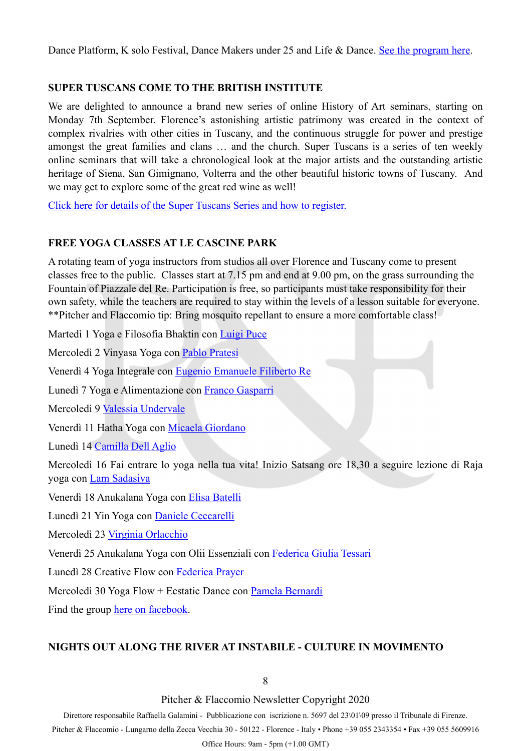Dance Platform, K solo Festival, Dance Makers under 25 and Life & Dance. See the program here.

### SUPER TUSCANS COME TO THE BRITISH INSTITUTE

We are delighted to announce a brand new series of online History of Art seminars, starting on Monday 7th September. Florence's astonishing artistic patrimony was created in the context of complex rivalries with other cities in Tuscany, and the continuous struggle for power and prestige amongst the great families and clans … and the church. Super Tuscans is a series of ten weekly online seminars that will take a chronological look at the major artists and the outstanding artistic heritage of Siena, San Gimignano, Volterra and the other beautiful historic towns of Tuscany. And we may get to explore some of the great red wine as well!

Click here for details of the Super Tuscans Series and how to register.

### FREE YOGA CLASSES AT LE CASCINE PARK

A rotating team of yoga instructors from studios all over Florence and Tuscany come to present classes free to the public. Classes start at 7.15 pm and end at 9.00 pm, on the grass surrounding the Fountain of Piazzale del Re. Participation is free, so participants must take responsibility for their own safety, while the teachers are required to stay within the levels of a lesson suitable for everyone. **Pitcher and Flaccomio tip: Bring mosquito repellant to ensure a more comfortable class!

Martedì 1 Yoga e Filosofia Bhaktin con Luigi Puce

Mercoledì 2 Vinyasa Yoga con Pablo Pratesi

Venerdì 4 Yoga Integrale con Eugenio Emanuele Filiberto Re

Lunedì 7 Yoga e Alimentazione con Franco Gasparri

Mercoledì 9 Valessia Undervale

Venerdì 11 Hatha Yoga con Micaela Giordano

Lunedì 14 Camilla Dell Aglio

Mercoledì 16 Fai entrare lo yoga nella tua vita! Inizio Satsang ore 18,30 a seguire lezione di Raja yoga con Lam Sadasiva

Venerdì 18 Anukalana Yoga con Elisa Batelli

Lunedì 21 Yin Yoga con Daniele Ceccarelli

Mercoledì 23 Virginia Orlacchio

Venerdì 25 Anukalana Yoga con Olii Essenziali con Federica Giulia Tessari

Lunedì 28 Creative Flow con Federica Prayer

Mercoledì 30 Yoga Flow + Ecstatic Dance con Pamela Bernardi

Find the group here on facebook.

### NIGHTS OUT ALONG THE RIVER AT INSTABILE - CULTURE IN MOVIMENTO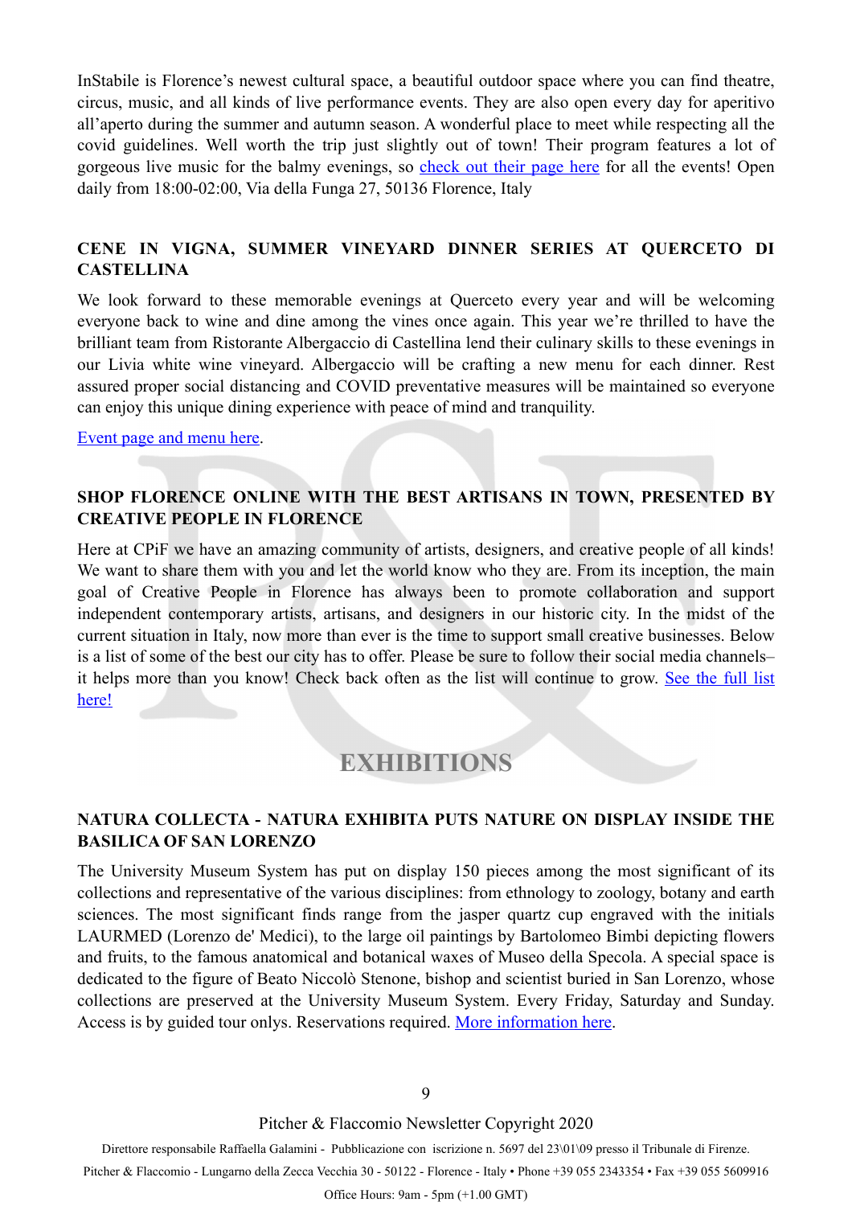InStabile is Florence's newest cultural space, a beautiful outdoor space where you can find theatre, circus, music, and all kinds of live performance events. They are also open every day for aperitivo all'aperto during the summer and autumn season. A wonderful place to meet while respecting all the covid guidelines. Well worth the trip just slightly out of town! Their program features a lot of gorgeous live music for the balmy evenings, so check out their page here for all the events! Open daily from 18:00-02:00, Via della Funga 27, 50136 Florence, Italy

### CENE IN VIGNA, SUMMER VINEYARD DINNER SERIES AT QUERCETO DI CASTELLINA

We look forward to these memorable evenings at Querceto every year and will be welcoming everyone back to wine and dine among the vines once again. This year we're thrilled to have the brilliant team from Ristorante Albergaccio di Castellina lend their culinary skills to these evenings in our Livia white wine vineyard. Albergaccio will be crafting a new menu for each dinner. Rest assured proper social distancing and COVID preventative measures will be maintained so everyone can enjoy this unique dining experience with peace of mind and tranquility.

Event page and menu here.

### SHOP FLORENCE ONLINE WITH THE BEST ARTISANS IN TOWN, PRESENTED BY CREATIVE PEOPLE IN FLORENCE

Here at CPiF we have an amazing community of artists, designers, and creative people of all kinds! We want to share them with you and let the world know who they are. From its inception, the main goal of Creative People in Florence has always been to promote collaboration and support independent contemporary artists, artisans, and designers in our historic city. In the midst of the current situation in Italy, now more than ever is the time to support small creative businesses. Below is a list of some of the best our city has to offer. Please be sure to follow their social media channels– it helps more than you know! Check back often as the list will continue to grow. See the full list here!

## EXHIBITIONS

### NATURA COLLECTA - NATURA EXHIBITA PUTS NATURE ON DISPLAY INSIDE THE BASILICA OF SAN LORENZO

The University Museum System has put on display 150 pieces among the most significant of its collections and representative of the various disciplines: from ethnology to zoology, botany and earth sciences. The most significant finds range from the jasper quartz cup engraved with the initials LAURMED (Lorenzo de' Medici), to the large oil paintings by Bartolomeo Bimbi depicting flowers and fruits, to the famous anatomical and botanical waxes of Museo della Specola. A special space is dedicated to the figure of Beato Niccolò Stenone, bishop and scientist buried in San Lorenzo, whose collections are preserved at the University Museum System. Every Friday, Saturday and Sunday. Access is by guided tour onlys. Reservations required. More information here.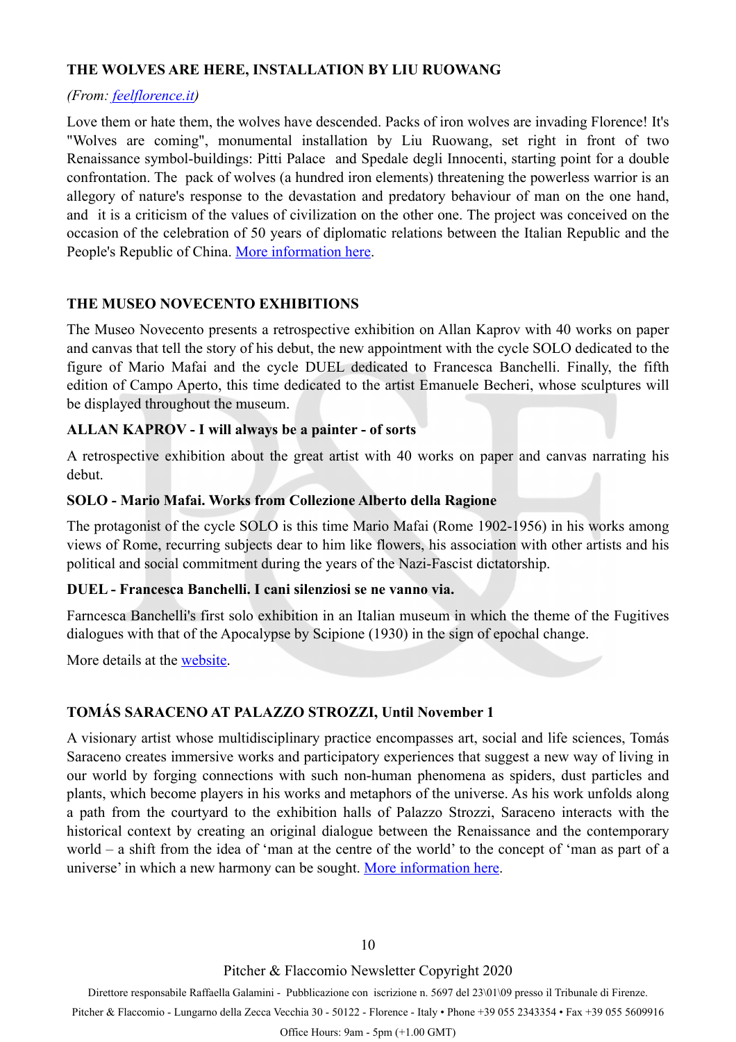## THE WOLVES ARE HERE, INSTALLATION BY LIU RUOWANG

*(From: feelflorence.it)*

Love them or hate them, the wolves have descended. Packs of iron wolves are invading Florence! It's "Wolves are coming", monumental installation by Liu Ruowang, set right in front of two Renaissance symbol-buildings: Pitti Palace and Spedale degli Innocenti, starting point for a double confrontation. The pack of wolves (a hundred iron elements) threatening the powerless warrior is an allegory of nature's response to the devastation and predatory behaviour of man on the one hand, and it is a criticism of the values of civilization on the other one. The project was conceived on the occasion of the celebration of 50 years of diplomatic relations between the Italian Republic and the People's Republic of China. More information here.

## THE MUSEO NOVECENTO EXHIBITIONS

The Museo Novecento presents a retrospective exhibition on Allan Kaprov with 40 works on paper and canvas that tell the story of his debut, the new appointment with the cycle SOLO dedicated to the figure of Mario Mafai and the cycle DUEL dedicated to Francesca Banchelli. Finally, the fifth edition of Campo Aperto, this time dedicated to the artist Emanuele Becheri, whose sculptures will be displayed throughout the museum.

### ALLAN KAPROV - I will always be a painter - of sorts

A retrospective exhibition about the great artist with 40 works on paper and canvas narrating his debut.

### SOLO - Mario Mafai. Works from Collezione Alberto della Ragione

The protagonist of the cycle SOLO is this time Mario Mafai (Rome 1902-1956) in his works among views of Rome, recurring subjects dear to him like flowers, his association with other artists and his political and social commitment during the years of the Nazi-Fascist dictatorship.

### DUEL - Francesca Banchelli. I cani silenziosi se ne vanno via.

Farncesca Banchelli's first solo exhibition in an Italian museum in which the theme of the Fugitives dialogues with that of the Apocalypse by Scipione (1930) in the sign of epochal change.

More details at the website.

## TOMÁS SARACENO AT PALAZZO STROZZI, Until November 1

A visionary artist whose multidisciplinary practice encompasses art, social and life sciences, Tomás Saraceno creates immersive works and participatory experiences that suggest a new way of living in our world by forging connections with such non-human phenomena as spiders, dust particles and plants, which become players in his works and metaphors of the universe. As his work unfolds along a path from the courtyard to the exhibition halls of Palazzo Strozzi, Saraceno interacts with the historical context by creating an original dialogue between the Renaissance and the contemporary world – a shift from the idea of 'man at the centre of the world' to the concept of 'man as part of a universe' in which a new harmony can be sought. More information here.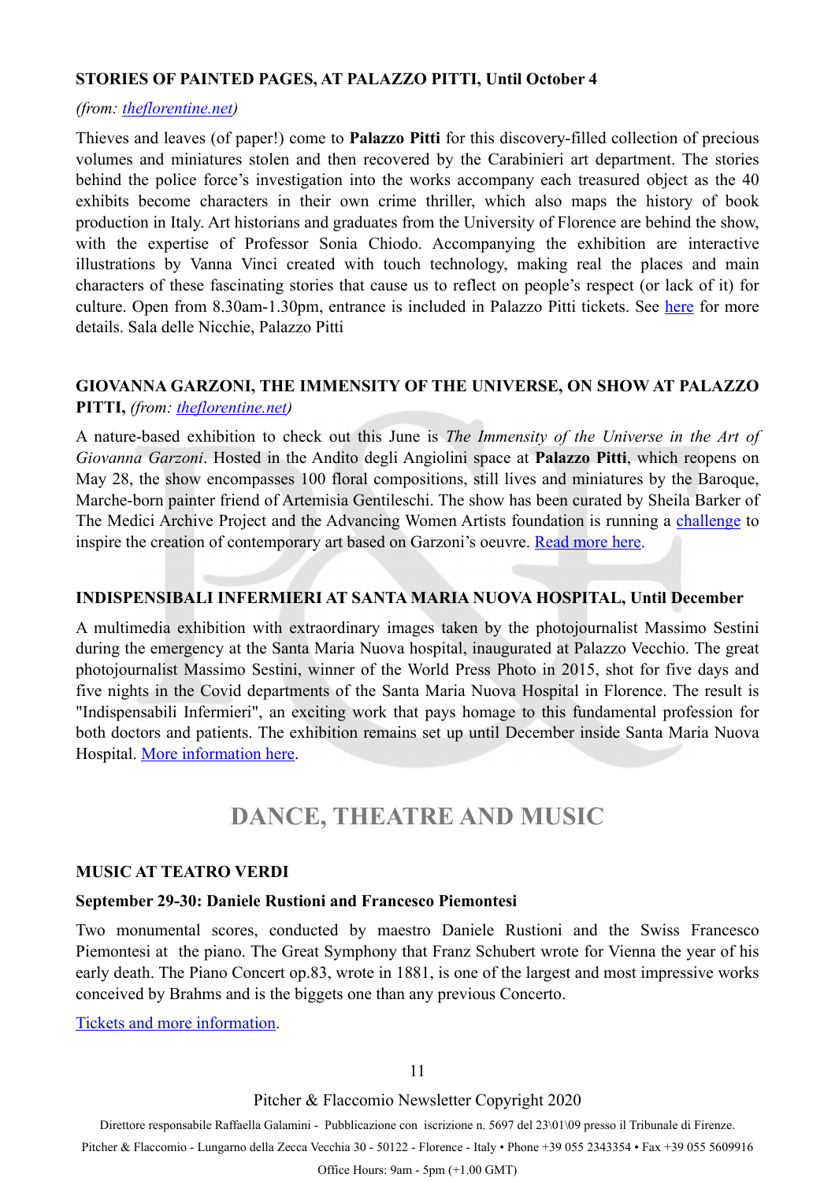**STORIES OF PAINTED PAGES, AT PALAZZO PITTI, Until October 4**

*(from: theflorentine.net)*

Thieves and leaves (of paper!) come to **Palazzo Pitti** for this discovery-filled collection of precious volumes and miniatures stolen and then recovered by the Carabinieri art department. The stories behind the police force's investigation into the works accompany each treasured object as the 40 exhibits become characters in their own crime thriller, which also maps the history of book production in Italy. Art historians and graduates from the University of Florence are behind the show, with the expertise of Professor Sonia Chiodo. Accompanying the exhibition are interactive illustrations by Vanna Vinci created with touch technology, making real the places and main characters of these fascinating stories that cause us to reflect on people's respect (or lack of it) for culture. Open from 8.30am-1.30pm, entrance is included in Palazzo Pitti tickets. See here for more details. Sala delle Nicchie, Palazzo Pitti

**GIOVANNA GARZONI, THE IMMENSITY OF THE UNIVERSE, ON SHOW AT PALAZZO PITTI,** *(from: theflorentine.net)*

A nature-based exhibition to check out this June is *The Immensity of the Universe in the Art of Giovanna Garzoni*. Hosted in the Andito degli Angiolini space at **Palazzo Pitti**, which reopens on May 28, the show encompasses 100 floral compositions, still lives and miniatures by the Baroque, Marche-born painter friend of Artemisia Gentileschi. The show has been curated by Sheila Barker of The Medici Archive Project and the Advancing Women Artists foundation is running a challenge to inspire the creation of contemporary art based on Garzoni's oeuvre. Read more here.

**INDISPENSIBALI INFERMIERI AT SANTA MARIA NUOVA HOSPITAL, Until December**

A multimedia exhibition with extraordinary images taken by the photojournalist Massimo Sestini during the emergency at the Santa Maria Nuova hospital, inaugurated at Palazzo Vecchio. The great photojournalist Massimo Sestini, winner of the World Press Photo in 2015, shot for five days and five nights in the Covid departments of the Santa Maria Nuova Hospital in Florence. The result is "Indispensabili Infermieri", an exciting work that pays homage to this fundamental profession for both doctors and patients. The exhibition remains set up until December inside Santa Maria Nuova Hospital. More information here.

## DANCE, THEATRE AND MUSIC

**MUSIC AT TEATRO VERDI**

**September 29-30: Daniele Rustioni and Francesco Piemontesi**

Two monumental scores, conducted by maestro Daniele Rustioni and the Swiss Francesco Piemontesi at the piano. The Great Symphony that Franz Schubert wrote for Vienna the year of his early death. The Piano Concert op.83, wrote in 1881, is one of the largest and most impressive works conceived by Brahms and is the biggets one than any previous Concerto.

Tickets and more information.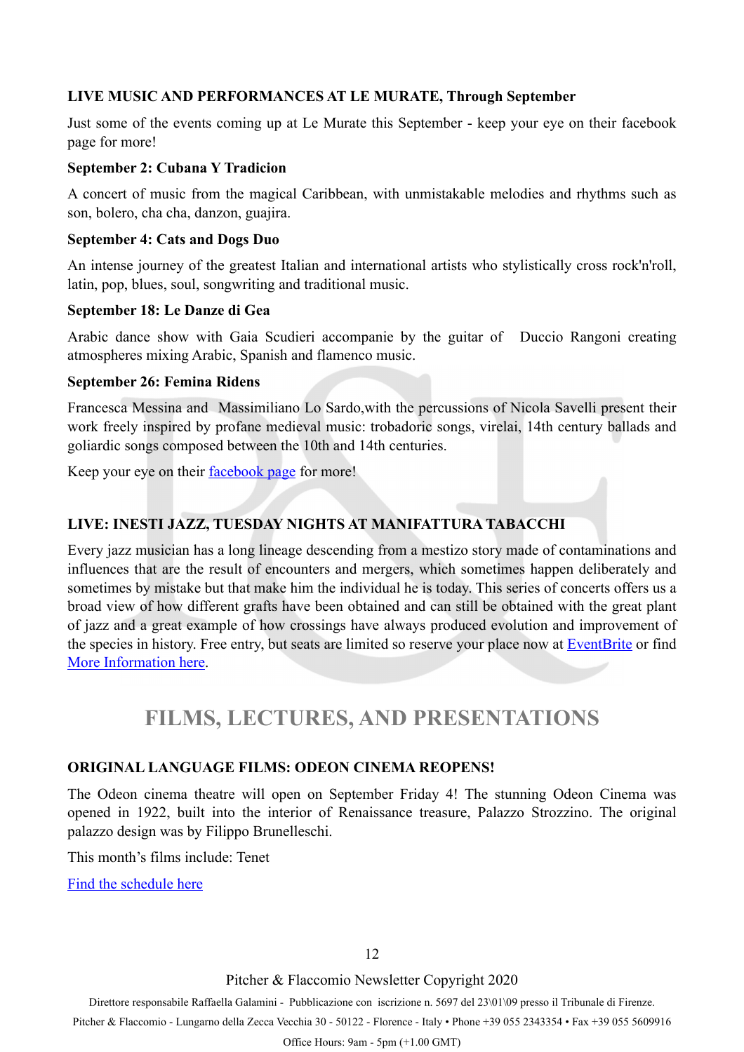**LIVE MUSIC AND PERFORMANCES AT LE MURATE, Through September**

Just some of the events coming up at Le Murate this September - keep your eye on their facebook page for more!

**September 2: Cubana Y Tradicion**

A concert of music from the magical Caribbean, with unmistakable melodies and rhythms such as son, bolero, cha cha, danzon, guajira.

**September 4: Cats and Dogs Duo**

An intense journey of the greatest Italian and international artists who stylistically cross rock'n'roll, latin, pop, blues, soul, songwriting and traditional music.

**September 18: Le Danze di Gea**

Arabic dance show with Gaia Scudieri accompanie by the guitar of Duccio Rangoni creating atmospheres mixing Arabic, Spanish and flamenco music.

**September 26: Femina Ridens**

Francesca Messina and Massimiliano Lo Sardo,with the percussions of Nicola Savelli present their work freely inspired by profane medieval music: trobadoric songs, virelai, 14th century ballads and goliardic songs composed between the 10th and 14th centuries.

Keep your eye on their facebook page for more!

**LIVE: INESTI JAZZ, TUESDAY NIGHTS AT MANIFATTURA TABACCHI**

Every jazz musician has a long lineage descending from a mestizo story made of contaminations and influences that are the result of encounters and mergers, which sometimes happen deliberately and sometimes by mistake but that make him the individual he is today. This series of concerts offers us a broad view of how different grafts have been obtained and can still be obtained with the great plant of jazz and a great example of how crossings have always produced evolution and improvement of the species in history. Free entry, but seats are limited so reserve your place now at EventBrite or find More Information here.

## FILMS, LECTURES, AND PRESENTATIONS

**ORIGINAL LANGUAGE FILMS: ODEON CINEMA REOPENS!**

The Odeon cinema theatre will open on September Friday 4! The stunning Odeon Cinema was opened in 1922, built into the interior of Renaissance treasure, Palazzo Strozzino. The original palazzo design was by Filippo Brunelleschi.

This month's films include: Tenet

Find the schedule here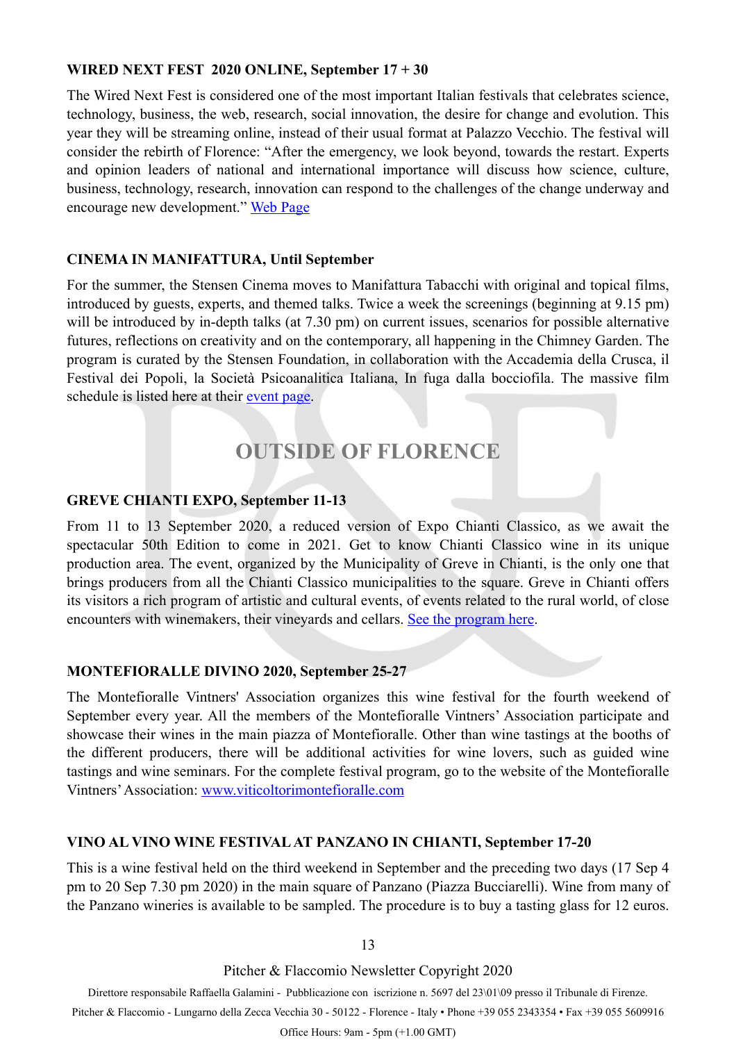**WIRED NEXT FEST 2020 ONLINE, September 17 + 30**

The Wired Next Fest is considered one of the most important Italian festivals that celebrates science, technology, business, the web, research, social innovation, the desire for change and evolution. This year they will be streaming online, instead of their usual format at Palazzo Vecchio. The festival will consider the rebirth of Florence: "After the emergency, we look beyond, towards the restart. Experts and opinion leaders of national and international importance will discuss how science, culture, business, technology, research, innovation can respond to the challenges of the change underway and encourage new development." Web Page

**CINEMA IN MANIFATTURA, Until September**

For the summer, the Stensen Cinema moves to Manifattura Tabacchi with original and topical films, introduced by guests, experts, and themed talks. Twice a week the screenings (beginning at 9.15 pm) will be introduced by in-depth talks (at 7.30 pm) on current issues, scenarios for possible alternative futures, reflections on creativity and on the contemporary, all happening in the Chimney Garden. The program is curated by the Stensen Foundation, in collaboration with the Accademia della Crusca, il Festival dei Popoli, la Società Psicoanalitica Italiana, In fuga dalla bocciofila. The massive film schedule is listed here at their event page.

## OUTSIDE OF FLORENCE

**GREVE CHIANTI EXPO, September 11-13**

From 11 to 13 September 2020, a reduced version of Expo Chianti Classico, as we await the spectacular 50th Edition to come in 2021. Get to know Chianti Classico wine in its unique production area. The event, organized by the Municipality of Greve in Chianti, is the only one that brings producers from all the Chianti Classico municipalities to the square. Greve in Chianti offers its visitors a rich program of artistic and cultural events, of events related to the rural world, of close encounters with winemakers, their vineyards and cellars. See the program here.

**MONTEFIORALLE DIVINO 2020, September 25-27**

The Montefioralle Vintners' Association organizes this wine festival for the fourth weekend of September every year. All the members of the Montefioralle Vintners' Association participate and showcase their wines in the main piazza of Montefioralle. Other than wine tastings at the booths of the different producers, there will be additional activities for wine lovers, such as guided wine tastings and wine seminars. For the complete festival program, go to the website of the Montefioralle Vintners' Association: www.viticoltorimontefioralle.com

**VINO AL VINO WINE FESTIVAL AT PANZANO IN CHIANTI, September 17-20**

This is a wine festival held on the third weekend in September and the preceding two days (17 Sep 4 pm to 20 Sep 7.30 pm 2020) in the main square of Panzano (Piazza Bucciarelli). Wine from many of the Panzano wineries is available to be sampled. The procedure is to buy a tasting glass for 12 euros.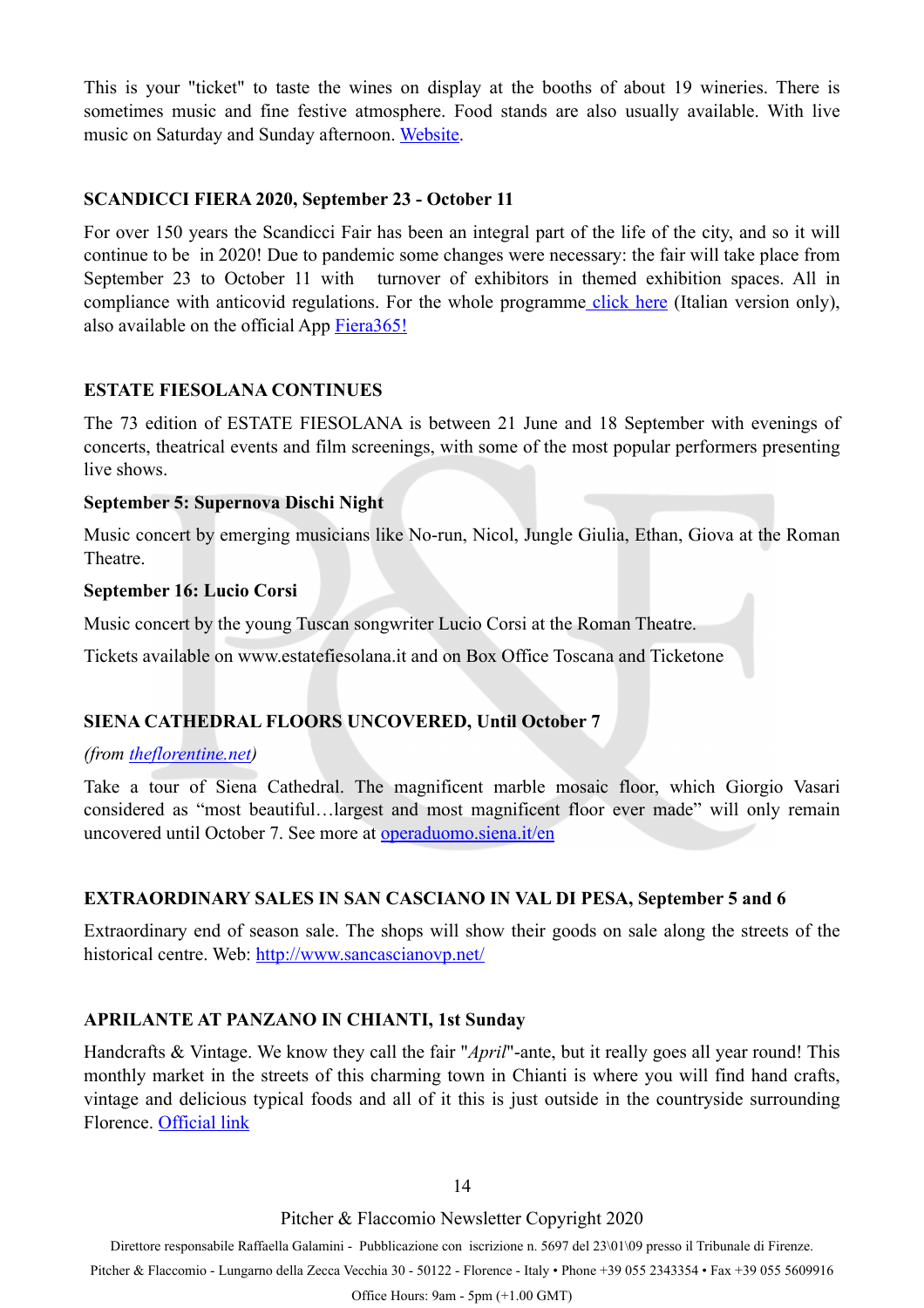This is your "ticket" to taste the wines on display at the booths of about 19 wineries. There is sometimes music and fine festive atmosphere. Food stands are also usually available. With live music on Saturday and Sunday afternoon. [Website](#).

**SCANDICCI FIERA 2020, September 23 - October 11**

For over 150 years the Scandicci Fair has been an integral part of the life of the city, and so it will continue to be in 2020! Due to pandemic some changes were necessary: the fair will take place from September 23 to October 11 with turnover of exhibitors in themed exhibition spaces. All in compliance with anticovid regulations. For the whole programme [click here](#) (Italian version only), also available on the official App [Fiera365!](#)

**ESTATE FIESOLANA CONTINUES**

The 73 edition of ESTATE FIESOLANA is between 21 June and 18 September with evenings of concerts, theatrical events and film screenings, with some of the most popular performers presenting live shows.

**September 5: Supernova Dischi Night**

Music concert by emerging musicians like No-run, Nicol, Jungle Giulia, Ethan, Giova at the Roman Theatre.

**September 16: Lucio Corsi**

Music concert by the young Tuscan songwriter Lucio Corsi at the Roman Theatre.

Tickets available on www.estatefiesolana.it and on Box Office Toscana and Ticketone

**SIENA CATHEDRAL FLOORS UNCOVERED, Until October 7**

*(from [theflorentine.net](#))*

Take a tour of Siena Cathedral. The magnificent marble mosaic floor, which Giorgio Vasari considered as "most beautiful…largest and most magnificent floor ever made" will only remain uncovered until October 7. See more at [operaduomo.siena.it/en](#)

**EXTRAORDINARY SALES IN SAN CASCIANO IN VAL DI PESA, September 5 and 6**

Extraordinary end of season sale. The shops will show their goods on sale along the streets of the historical centre. Web: [http://www.sancascianovp.net/](http://www.sancascianovp.net/)

**APRILANTE AT PANZANO IN CHIANTI, 1st Sunday**

Handcrafts & Vintage. We know they call the fair "*April*"-ante, but it really goes all year round! This monthly market in the streets of this charming town in Chianti is where you will find hand crafts, vintage and delicious typical foods and all of it this is just outside in the countryside surrounding Florence. [Official link](#)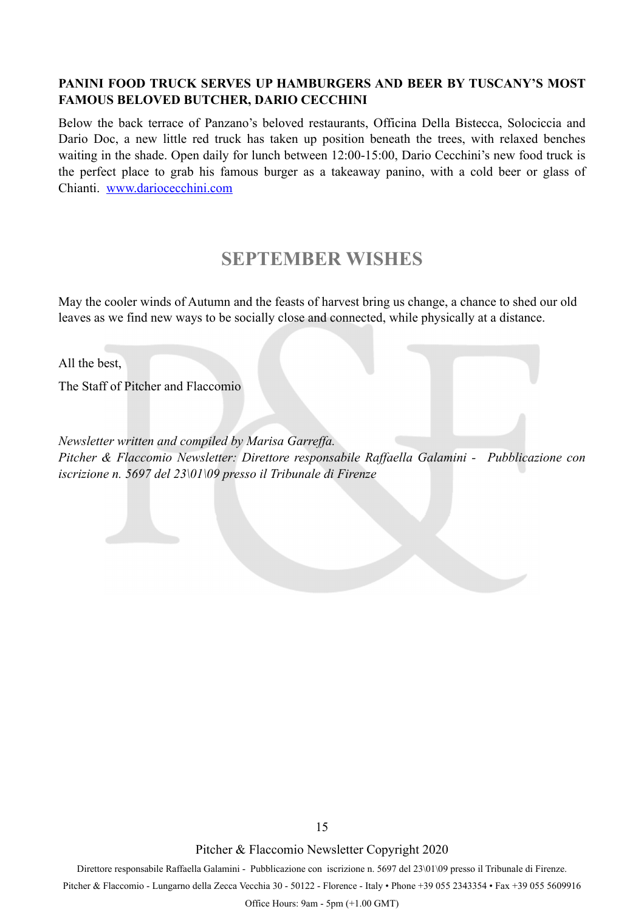**PANINI FOOD TRUCK SERVES UP HAMBURGERS AND BEER BY TUSCANY'S MOST FAMOUS BELOVED BUTCHER, DARIO CECCHINI**

Below the back terrace of Panzano's beloved restaurants, Officina Della Bistecca, Solociccia and Dario Doc, a new little red truck has taken up position beneath the trees, with relaxed benches waiting in the shade. Open daily for lunch between 12:00-15:00, Dario Cecchini's new food truck is the perfect place to grab his famous burger as a takeaway panino, with a cold beer or glass of Chianti. [www.dariocecchini.com](http://www.dariocecchini.com)

## SEPTEMBER WISHES

May the cooler winds of Autumn and the feasts of harvest bring us change, a chance to shed our old leaves as we find new ways to be socially close and connected, while physically at a distance.

All the best,

The Staff of Pitcher and Flaccomio

*Newsletter written and compiled by Marisa Garreffa.*
*Pitcher & Flaccomio Newsletter: Direttore responsabile Raffaella Galamini - Pubblicazione con iscrizione n. 5697 del 23\01\09 presso il Tribunale di Firenze*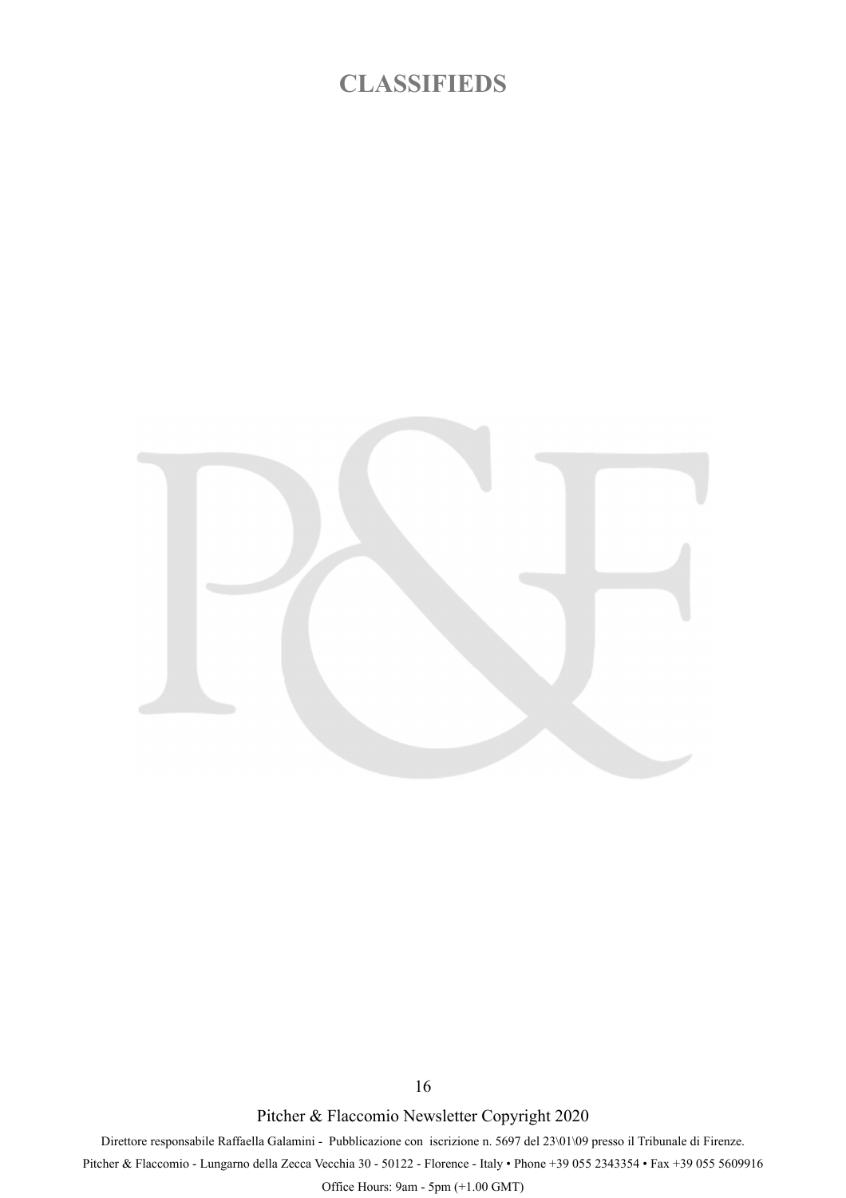# CLASSIFIEDS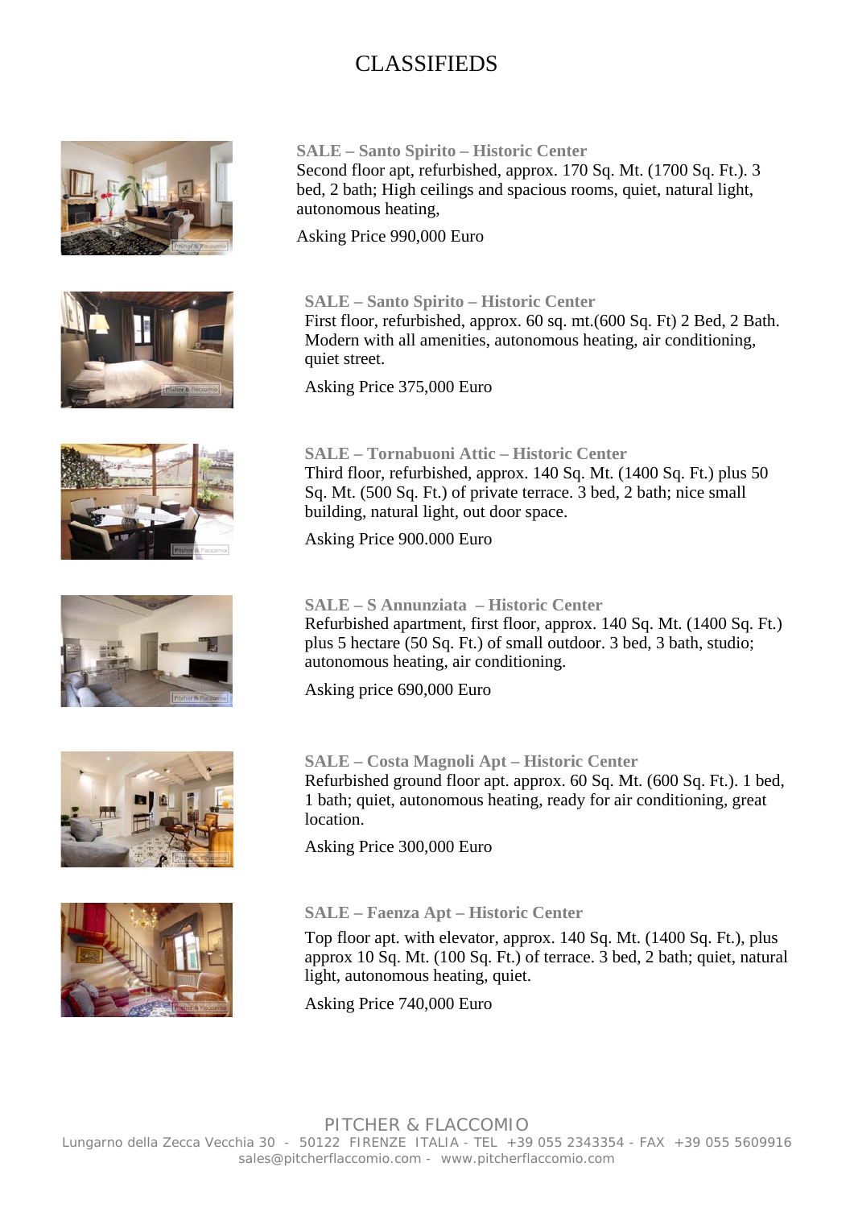# CLASSIFIEDS

**SALE – Santo Spirito – Historic Center**
Second floor apt, refurbished, approx. 170 Sq. Mt. (1700 Sq. Ft.). 3 bed, 2 bath; High ceilings and spacious rooms, quiet, natural light, autonomous heating,

Asking Price 990,000 Euro

**SALE – Santo Spirito – Historic Center**
First floor, refurbished, approx. 60 sq. mt.(600 Sq. Ft) 2 Bed, 2 Bath. Modern with all amenities, autonomous heating, air conditioning, quiet street.

Asking Price 375,000 Euro

**SALE – Tornabuoni Attic – Historic Center**
Third floor, refurbished, approx. 140 Sq. Mt. (1400 Sq. Ft.) plus 50 Sq. Mt. (500 Sq. Ft.) of private terrace. 3 bed, 2 bath; nice small building, natural light, out door space.

Asking Price 900.000 Euro

**SALE – S Annunziata – Historic Center**
Refurbished apartment, first floor, approx. 140 Sq. Mt. (1400 Sq. Ft.) plus 5 hectare (50 Sq. Ft.) of small outdoor. 3 bed, 3 bath, studio; autonomous heating, air conditioning.

Asking price 690,000 Euro

**SALE – Costa Magnoli Apt – Historic Center**
Refurbished ground floor apt. approx. 60 Sq. Mt. (600 Sq. Ft.). 1 bed, 1 bath; quiet, autonomous heating, ready for air conditioning, great location.

Asking Price 300,000 Euro

**SALE – Faenza Apt – Historic Center**

Top floor apt. with elevator, approx. 140 Sq. Mt. (1400 Sq. Ft.), plus approx 10 Sq. Mt. (100 Sq. Ft.) of terrace. 3 bed, 2 bath; quiet, natural light, autonomous heating, quiet.

Asking Price 740,000 Euro

PITCHER & FLACCOMIO
Lungarno della Zecca Vecchia 30 - 50122 FIRENZE ITALIA - TEL +39 055 2343354 - FAX +39 055 5609916
sales@pitcherflaccomio.com - www.pitcherflaccomio.com